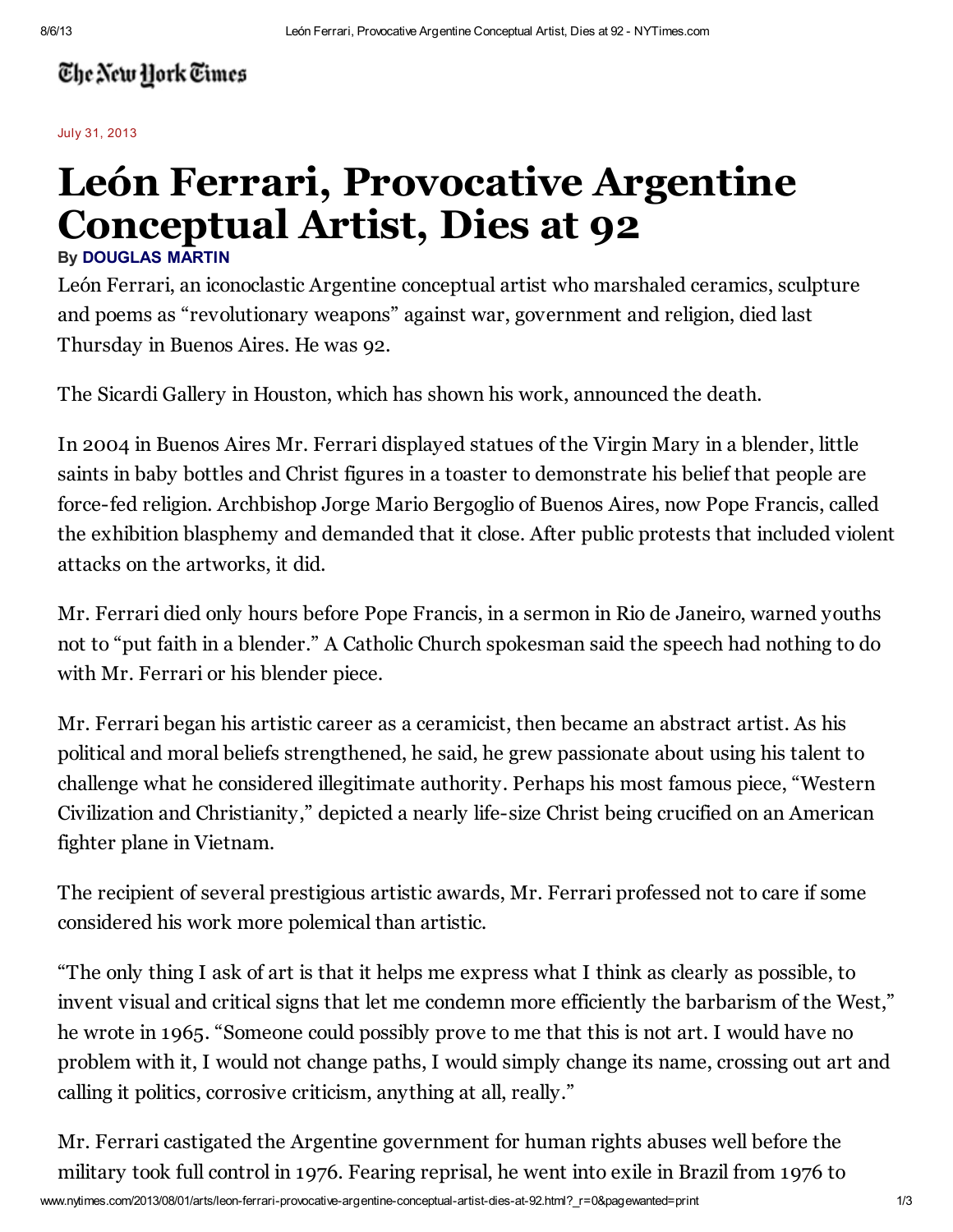The New York Times

July 31, 2013

# León Ferrari, Provocative Argentine Conceptual Artist, Dies at 92

By DOUGLAS MARTIN

León Ferrari, an iconoclastic Argentine conceptual artist who marshaled ceramics, sculpture and poems as "revolutionary weapons" against war, government and religion, died last Thursday in Buenos Aires. He was 92.

The Sicardi Gallery in Houston, which has shown his work, announced the death.

In 2004 in Buenos Aires Mr. Ferrari displayed statues of the Virgin Mary in a blender, little saints in baby bottles and Christ figures in a toaster to demonstrate his belief that people are force-fed religion. Archbishop Jorge Mario Bergoglio of Buenos Aires, now Pope Francis, called the exhibition blasphemy and demanded that it close. After public protests that included violent attacks on the artworks, it did.

Mr. Ferrari died only hours before Pope Francis, in a sermon in Rio de Janeiro, warned youths not to "put faith in a blender." A Catholic Church spokesman said the speech had nothing to do with Mr. Ferrari or his blender piece.

Mr. Ferrari began his artistic career as a ceramicist, then became an abstract artist. As his political and moral beliefs strengthened, he said, he grew passionate about using his talent to challenge what he considered illegitimate authority. Perhaps his most famous piece, "Western Civilization and Christianity," depicted a nearly life-size Christ being crucified on an American fighter plane in Vietnam.

The recipient of several prestigious artistic awards, Mr. Ferrari professed not to care if some considered his work more polemical than artistic.

"The only thing I ask of art is that it helps me express what I think as clearly as possible, to invent visual and critical signs that let me condemn more efficiently the barbarism of the West," he wrote in 1965. "Someone could possibly prove to me that this is not art. I would have no problem with it, I would not change paths, I would simply change its name, crossing out art and calling it politics, corrosive criticism, anything at all, really."

Mr. Ferrari castigated the Argentine government for human rights abuses well before the military took full control in 1976. Fearing reprisal, he went into exile in Brazil from 1976 to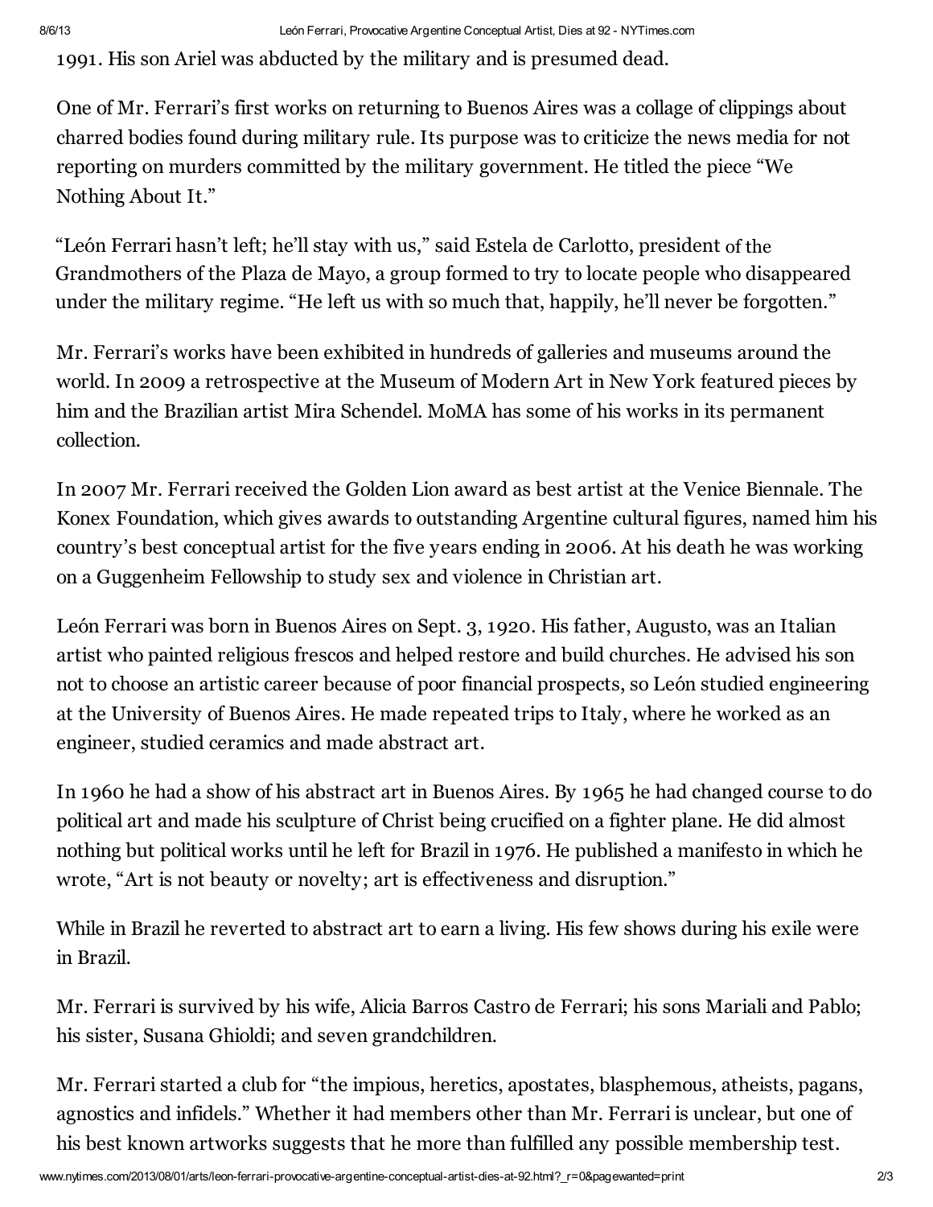1991. His son Ariel was abducted by the military and is presumed dead.

One of Mr. Ferrari's first works on returning to Buenos Aires was a collage of clippings about charred bodies found during military rule. Its purpose was to criticize the news media for not reporting on murders committed by the military government. He titled the piece "We Nothing About It."

"León Ferrari hasn't left; he'll stay with us," said Estela de Carlotto, president of the Grandmothers of the Plaza de Mayo, a group formed to try to locate people who disappeared under the military regime. "He left us with so much that, happily, he'll never be forgotten."

Mr. Ferrari's works have been exhibited in hundreds of galleries and museums around the world. In 2009 a retrospective at the Museum of Modern Art in New York featured pieces by him and the Brazilian artist Mira Schendel. MoMA has some of his works in its permanent collection.

In 2007 Mr. Ferrari received the Golden Lion award as best artist at the Venice Biennale. The Konex Foundation, which gives awards to outstanding Argentine cultural figures, named him his country's best conceptual artist for the five years ending in 2006. At his death he was working on a Guggenheim Fellowship to study sex and violence in Christian art.

León Ferrari was born in Buenos Aires on Sept. 3, 1920. His father, Augusto, was an Italian artist who painted religious frescos and helped restore and build churches. He advised his son not to choose an artistic career because of poor financial prospects, so León studied engineering at the University of Buenos Aires. He made repeated trips to Italy, where he worked as an engineer, studied ceramics and made abstract art.

In 1960 he had a show of his abstract art in Buenos Aires. By 1965 he had changed course to do political art and made his sculpture of Christ being crucified on a fighter plane. He did almost nothing but political works until he left for Brazil in 1976. He published a manifesto in which he wrote, "Art is not beauty or novelty; art is effectiveness and disruption."

While in Brazil he reverted to abstract art to earn a living. His few shows during his exile were in Brazil.

Mr. Ferrari is survived by his wife, Alicia Barros Castro de Ferrari; his sons Mariali and Pablo; his sister, Susana Ghioldi; and seven grandchildren.

Mr. Ferrari started a club for "the impious, heretics, apostates, blasphemous, atheists, pagans, agnostics and infidels." Whether it had members other than Mr. Ferrari is unclear, but one of his best known artworks suggests that he more than fulfilled any possible membership test.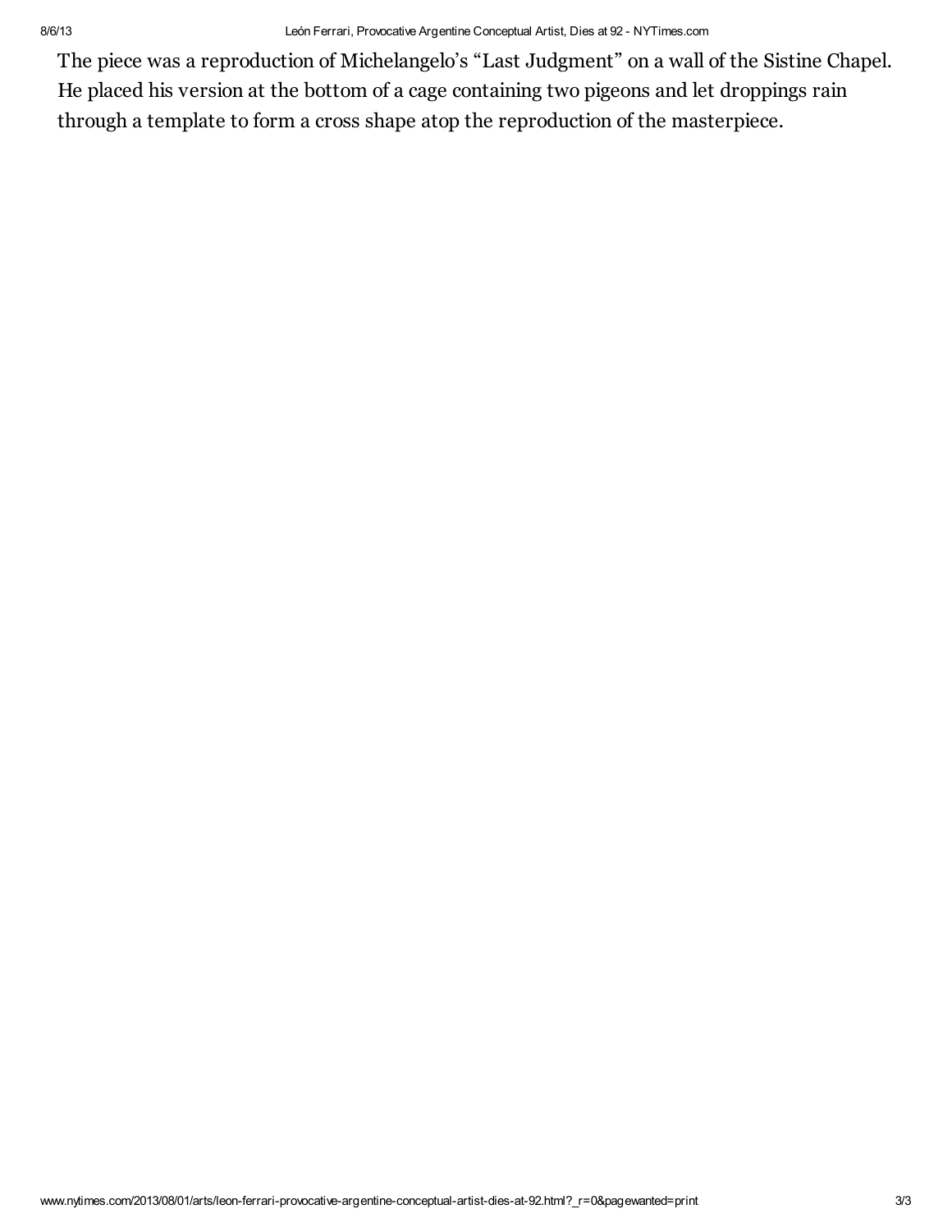The piece was a reproduction of Michelangelo's "Last Judgment" on a wall of the Sistine Chapel. He placed his version at the bottom of a cage containing two pigeons and let droppings rain through a template to form a cross shape atop the reproduction of the masterpiece.